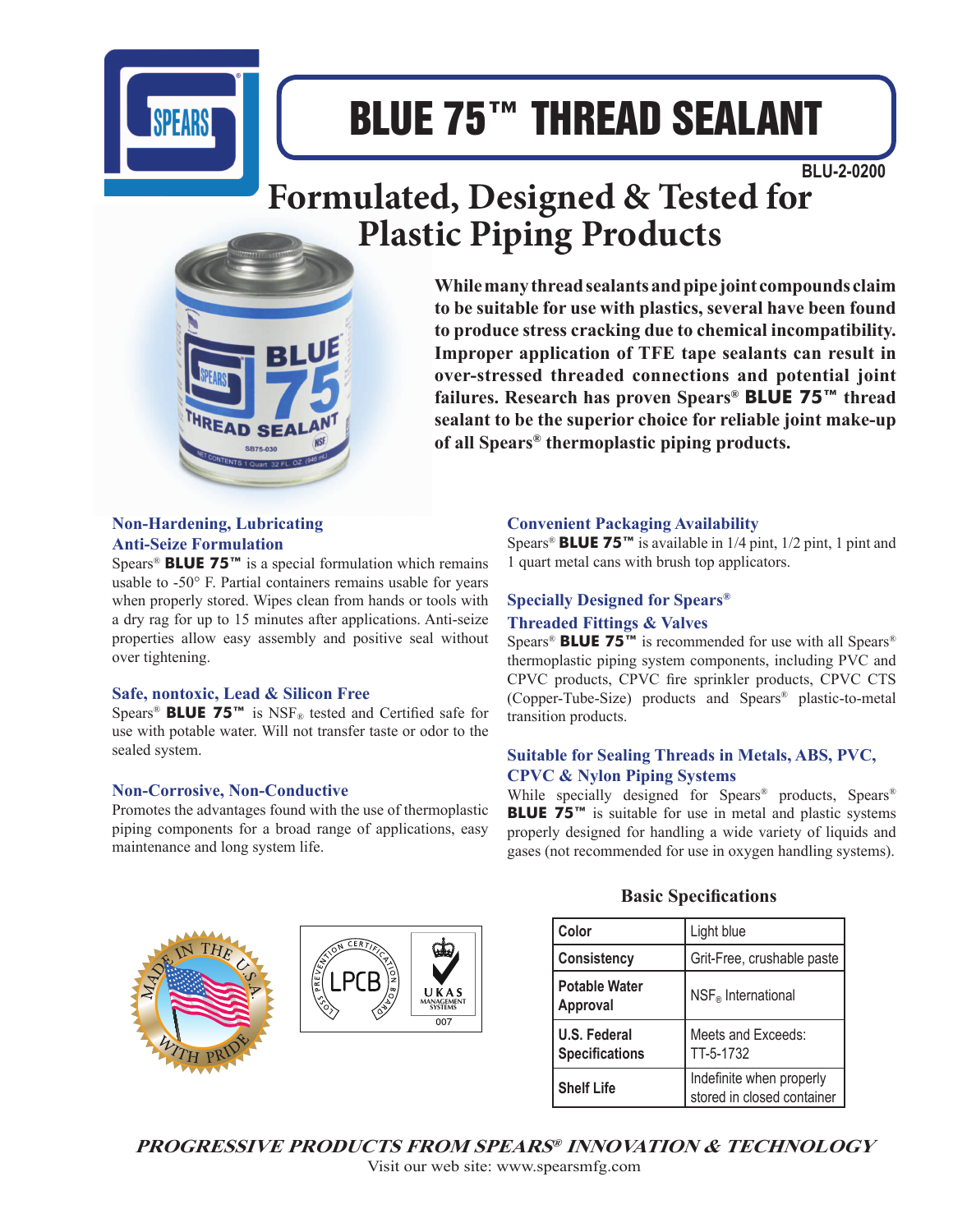# BLUE 75™ THREAD SEALANT

BLU-2-0200

## Formulated, Designed & Tested for Plastic Piping Products

**While many thread sealants and pipe joint compounds claim to be suitable for use with plastics, several have been found to produce stress cracking due to chemical incompatibility. Improper application of TFE tape sealants can result in over-stressed threaded connections and potential joint failures. Research has proven Spears® BLUE 75™ thread sealant to be the superior choice for reliable joint make-up of all Spears® thermoplastic piping products.**

### Non-Hardening, Lubricating Anti-Seize Formulation

Spears® **BLUE 75™** is a special formulation which remains usable to -50° F. Partial containers remains usable for years when properly stored. Wipes clean from hands or tools with a dry rag for up to 15 minutes after applications. Anti-seize properties allow easy assembly and positive seal without over tightening.

### Safe, nontoxic, Lead & Silicon Free

Spears® **BLUE 75™** is NSF® tested and Certified safe for use with potable water. Will not transfer taste or odor to the sealed system.

### Non-Corrosive, Non-Conductive

Promotes the advantages found with the use of thermoplastic piping components for a broad range of applications, easy maintenance and long system life.

### Convenient Packaging Availability

Spears® **BLUE 75™** is available in 1/4 pint, 1/2 pint, 1 pint and 1 quart metal cans with brush top applicators.

### Specially Designed for Spears® Threaded Fittings & Valves

Spears® **BLUE 75™** is recommended for use with all Spears® thermoplastic piping system components, including PVC and CPVC products, CPVC fire sprinkler products, CPVC CTS (Copper-Tube-Size) products and Spears® plastic-to-metal transition products.

### Suitable for Sealing Threads in Metals, ABS, PVC, CPVC & Nylon Piping Systems

While specially designed for Spears® products, Spears® **BLUE 75™** is suitable for use in metal and plastic systems properly designed for handling a wide variety of liquids and gases (not recommended for use in oxygen handling systems).

### Basic Specifications

| | |
|---|---|
| Color | Light blue |
| Consistency | Grit-Free, crushable paste |
| Potable Water Approval | NSF® International |
| U.S. Federal Specifications | Meets and Exceeds: TT-5-1732 |
| Shelf Life | Indefinite when properly stored in closed container |

***PROGRESSIVE PRODUCTS FROM SPEARS® INNOVATION & TECHNOLOGY***

Visit our web site: www.spearsmfg.com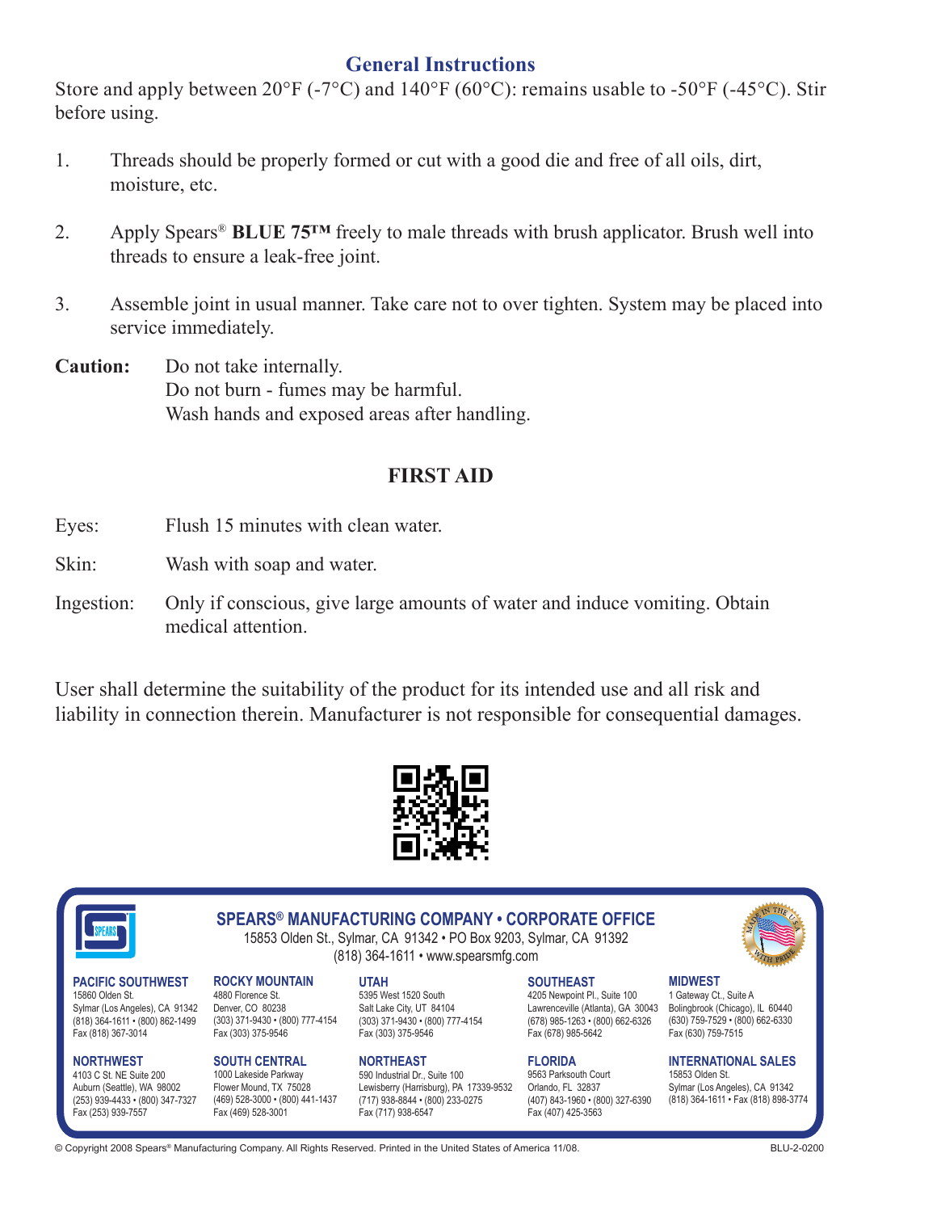## General Instructions

Store and apply between 20°F (-7°C) and 140°F (60°C): remains usable to -50°F (-45°C). Stir before using.

1. Threads should be properly formed or cut with a good die and free of all oils, dirt, moisture, etc.

2. Apply Spears® **BLUE 75™** freely to male threads with brush applicator. Brush well into threads to ensure a leak-free joint.

3. Assemble joint in usual manner. Take care not to over tighten. System may be placed into service immediately.

**Caution:** Do not take internally.
Do not burn - fumes may be harmful.
Wash hands and exposed areas after handling.

## FIRST AID

Eyes: Flush 15 minutes with clean water.

Skin: Wash with soap and water.

Ingestion: Only if conscious, give large amounts of water and induce vomiting. Obtain medical attention.

User shall determine the suitability of the product for its intended use and all risk and liability in connection therein. Manufacturer is not responsible for consequential damages.

**SPEARS® MANUFACTURING COMPANY • CORPORATE OFFICE**
15853 Olden St., Sylmar, CA 91342 • PO Box 9203, Sylmar, CA 91392
(818) 364-1611 • www.spearsmfg.com

**PACIFIC SOUTHWEST**
15860 Olden St.
Sylmar (Los Angeles), CA 91342
(818) 364-1611 • (800) 862-1499
Fax (818) 367-3014

**ROCKY MOUNTAIN**
4880 Florence St.
Denver, CO 80238
(303) 371-9430 • (800) 777-4154
Fax (303) 375-9546

**UTAH**
5395 West 1520 South
Salt Lake City, UT 84104
(303) 371-9430 • (800) 777-4154
Fax (303) 375-9546

**SOUTHEAST**
4205 Newpoint Pl., Suite 100
Lawrenceville (Atlanta), GA 30043
(678) 985-1263 • (800) 662-6326
Fax (678) 985-5642

**MIDWEST**
1 Gateway Ct., Suite A
Bolingbrook (Chicago), IL 60440
(630) 759-7529 • (800) 662-6330
Fax (630) 759-7515

**NORTHWEST**
4103 C St. NE Suite 200
Auburn (Seattle), WA 98002
(253) 939-4433 • (800) 347-7327
Fax (253) 939-7557

**SOUTH CENTRAL**
1000 Lakeside Parkway
Flower Mound, TX 75028
(469) 528-3000 • (800) 441-1437
Fax (469) 528-3001

**NORTHEAST**
590 Industrial Dr., Suite 100
Lewisberry (Harrisburg), PA 17339-9532
(717) 938-8844 • (800) 233-0275
Fax (717) 938-6547

**FLORIDA**
9563 Parksouth Court
Orlando, FL 32837
(407) 843-1960 • (800) 327-6390
Fax (407) 425-3563

**INTERNATIONAL SALES**
15853 Olden St.
Sylmar (Los Angeles), CA 91342
(818) 364-1611 • Fax (818) 898-3774

© Copyright 2008 Spears® Manufacturing Company. All Rights Reserved. Printed in the United States of America 11/08.

BLU-2-0200